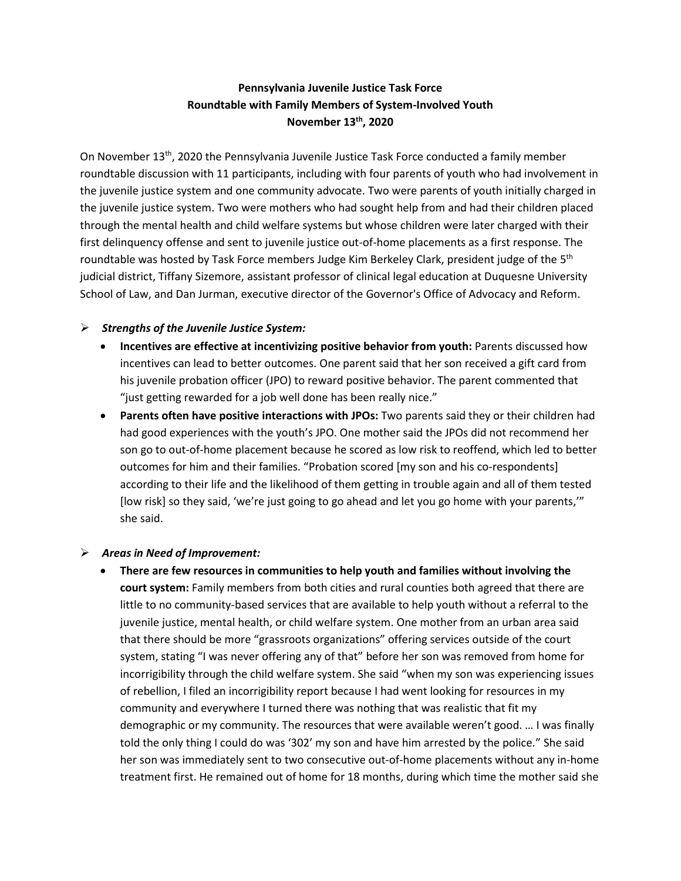**Pennsylvania Juvenile Justice Task Force**
**Roundtable with Family Members of System-Involved Youth**
**November 13th, 2020**

On November 13th, 2020 the Pennsylvania Juvenile Justice Task Force conducted a family member roundtable discussion with 11 participants, including with four parents of youth who had involvement in the juvenile justice system and one community advocate. Two were parents of youth initially charged in the juvenile justice system. Two were mothers who had sought help from and had their children placed through the mental health and child welfare systems but whose children were later charged with their first delinquency offense and sent to juvenile justice out-of-home placements as a first response. The roundtable was hosted by Task Force members Judge Kim Berkeley Clark, president judge of the 5th judicial district, Tiffany Sizemore, assistant professor of clinical legal education at Duquesne University School of Law, and Dan Jurman, executive director of the Governor's Office of Advocacy and Reform.

- ***Strengths of the Juvenile Justice System:***
  - **Incentives are effective at incentivizing positive behavior from youth:** Parents discussed how incentives can lead to better outcomes. One parent said that her son received a gift card from his juvenile probation officer (JPO) to reward positive behavior. The parent commented that "just getting rewarded for a job well done has been really nice."
  - **Parents often have positive interactions with JPOs:** Two parents said they or their children had had good experiences with the youth's JPO. One mother said the JPOs did not recommend her son go to out-of-home placement because he scored as low risk to reoffend, which led to better outcomes for him and their families. "Probation scored [my son and his co-respondents] according to their life and the likelihood of them getting in trouble again and all of them tested [low risk] so they said, 'we're just going to go ahead and let you go home with your parents,'" she said.

- ***Areas in Need of Improvement:***
  - **There are few resources in communities to help youth and families without involving the court system:** Family members from both cities and rural counties both agreed that there are little to no community-based services that are available to help youth without a referral to the juvenile justice, mental health, or child welfare system. One mother from an urban area said that there should be more "grassroots organizations" offering services outside of the court system, stating "I was never offering any of that" before her son was removed from home for incorrigibility through the child welfare system. She said "when my son was experiencing issues of rebellion, I filed an incorrigibility report because I had went looking for resources in my community and everywhere I turned there was nothing that was realistic that fit my demographic or my community. The resources that were available weren't good. … I was finally told the only thing I could do was '302' my son and have him arrested by the police." She said her son was immediately sent to two consecutive out-of-home placements without any in-home treatment first. He remained out of home for 18 months, during which time the mother said she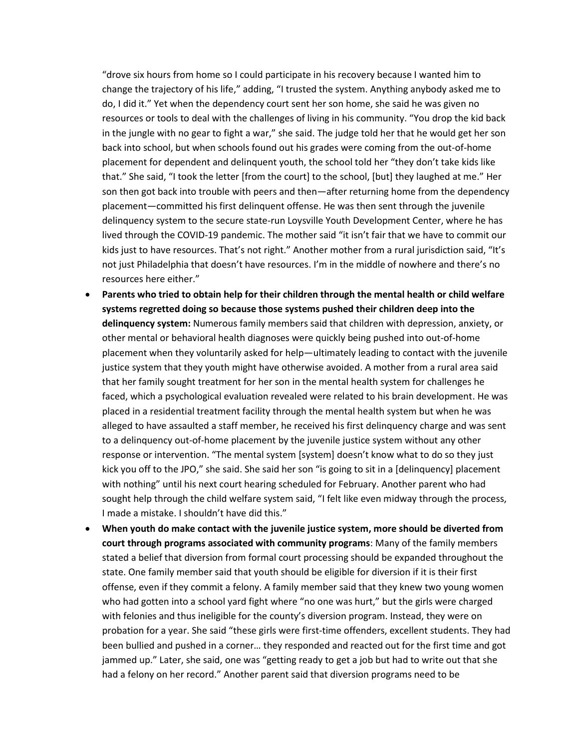"drove six hours from home so I could participate in his recovery because I wanted him to change the trajectory of his life," adding, "I trusted the system. Anything anybody asked me to do, I did it." Yet when the dependency court sent her son home, she said he was given no resources or tools to deal with the challenges of living in his community. "You drop the kid back in the jungle with no gear to fight a war," she said. The judge told her that he would get her son back into school, but when schools found out his grades were coming from the out-of-home placement for dependent and delinquent youth, the school told her "they don't take kids like that." She said, "I took the letter [from the court] to the school, [but] they laughed at me." Her son then got back into trouble with peers and then—after returning home from the dependency placement—committed his first delinquent offense. He was then sent through the juvenile delinquency system to the secure state-run Loysville Youth Development Center, where he has lived through the COVID-19 pandemic. The mother said "it isn't fair that we have to commit our kids just to have resources. That's not right." Another mother from a rural jurisdiction said, "It's not just Philadelphia that doesn't have resources. I'm in the middle of nowhere and there's no resources here either."

- **Parents who tried to obtain help for their children through the mental health or child welfare systems regretted doing so because those systems pushed their children deep into the delinquency system:** Numerous family members said that children with depression, anxiety, or other mental or behavioral health diagnoses were quickly being pushed into out-of-home placement when they voluntarily asked for help—ultimately leading to contact with the juvenile justice system that they youth might have otherwise avoided. A mother from a rural area said that her family sought treatment for her son in the mental health system for challenges he faced, which a psychological evaluation revealed were related to his brain development. He was placed in a residential treatment facility through the mental health system but when he was alleged to have assaulted a staff member, he received his first delinquency charge and was sent to a delinquency out-of-home placement by the juvenile justice system without any other response or intervention. "The mental system [system] doesn't know what to do so they just kick you off to the JPO," she said. She said her son "is going to sit in a [delinquency] placement with nothing" until his next court hearing scheduled for February. Another parent who had sought help through the child welfare system said, "I felt like even midway through the process, I made a mistake. I shouldn't have did this."
- **When youth do make contact with the juvenile justice system, more should be diverted from court through programs associated with community programs**: Many of the family members stated a belief that diversion from formal court processing should be expanded throughout the state. One family member said that youth should be eligible for diversion if it is their first offense, even if they commit a felony. A family member said that they knew two young women who had gotten into a school yard fight where "no one was hurt," but the girls were charged with felonies and thus ineligible for the county's diversion program. Instead, they were on probation for a year. She said "these girls were first-time offenders, excellent students. They had been bullied and pushed in a corner… they responded and reacted out for the first time and got jammed up." Later, she said, one was "getting ready to get a job but had to write out that she had a felony on her record." Another parent said that diversion programs need to be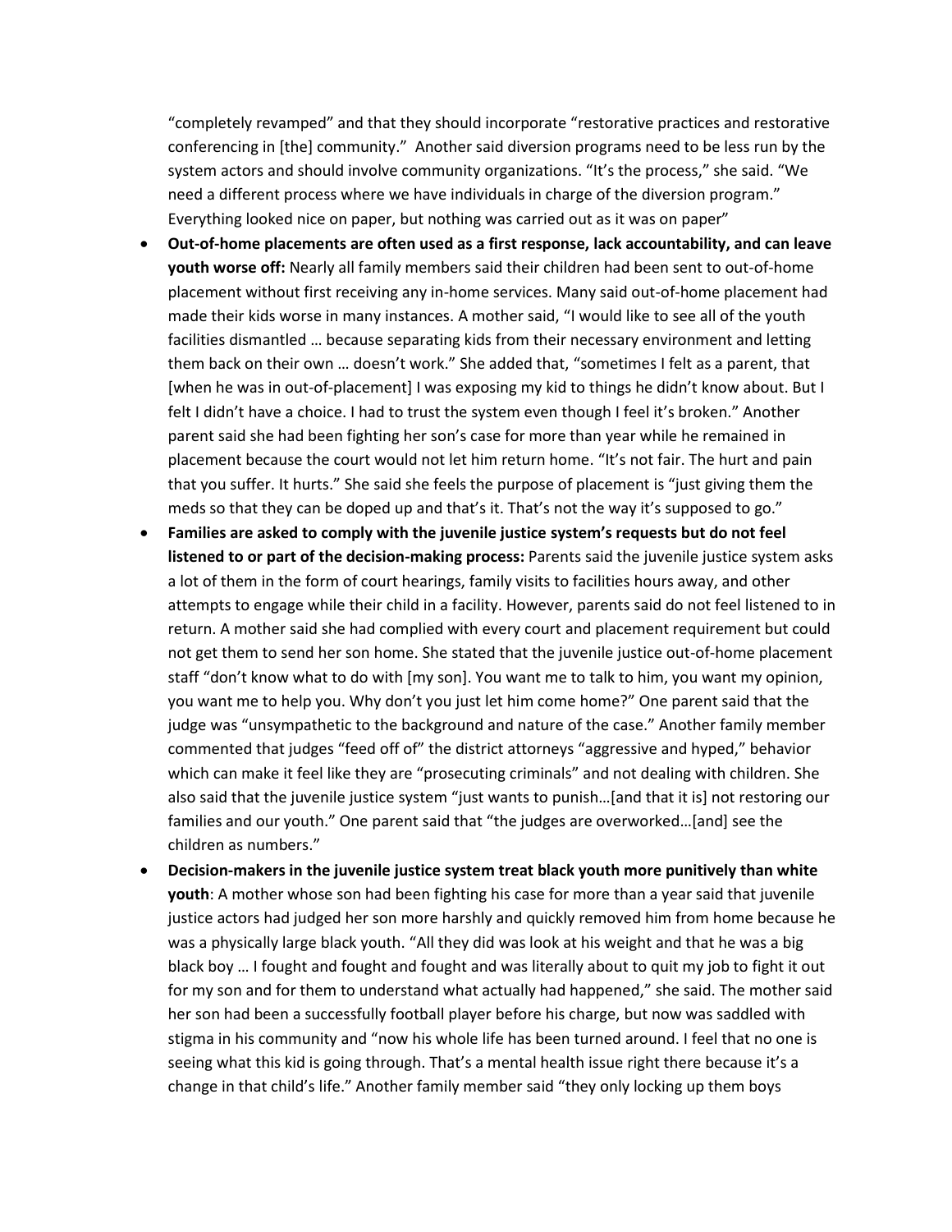"completely revamped" and that they should incorporate "restorative practices and restorative conferencing in [the] community." Another said diversion programs need to be less run by the system actors and should involve community organizations. "It's the process," she said. "We need a different process where we have individuals in charge of the diversion program." Everything looked nice on paper, but nothing was carried out as it was on paper"

- **Out-of-home placements are often used as a first response, lack accountability, and can leave youth worse off:** Nearly all family members said their children had been sent to out-of-home placement without first receiving any in-home services. Many said out-of-home placement had made their kids worse in many instances. A mother said, "I would like to see all of the youth facilities dismantled … because separating kids from their necessary environment and letting them back on their own … doesn't work." She added that, "sometimes I felt as a parent, that [when he was in out-of-placement] I was exposing my kid to things he didn't know about. But I felt I didn't have a choice. I had to trust the system even though I feel it's broken." Another parent said she had been fighting her son's case for more than year while he remained in placement because the court would not let him return home. "It's not fair. The hurt and pain that you suffer. It hurts." She said she feels the purpose of placement is "just giving them the meds so that they can be doped up and that's it. That's not the way it's supposed to go."
- **Families are asked to comply with the juvenile justice system's requests but do not feel listened to or part of the decision-making process:** Parents said the juvenile justice system asks a lot of them in the form of court hearings, family visits to facilities hours away, and other attempts to engage while their child in a facility. However, parents said do not feel listened to in return. A mother said she had complied with every court and placement requirement but could not get them to send her son home. She stated that the juvenile justice out-of-home placement staff "don't know what to do with [my son]. You want me to talk to him, you want my opinion, you want me to help you. Why don't you just let him come home?" One parent said that the judge was "unsympathetic to the background and nature of the case." Another family member commented that judges "feed off of" the district attorneys "aggressive and hyped," behavior which can make it feel like they are "prosecuting criminals" and not dealing with children. She also said that the juvenile justice system "just wants to punish…[and that it is] not restoring our families and our youth." One parent said that "the judges are overworked…[and] see the children as numbers."
- **Decision-makers in the juvenile justice system treat black youth more punitively than white youth**: A mother whose son had been fighting his case for more than a year said that juvenile justice actors had judged her son more harshly and quickly removed him from home because he was a physically large black youth. "All they did was look at his weight and that he was a big black boy … I fought and fought and fought and was literally about to quit my job to fight it out for my son and for them to understand what actually had happened," she said. The mother said her son had been a successfully football player before his charge, but now was saddled with stigma in his community and "now his whole life has been turned around. I feel that no one is seeing what this kid is going through. That's a mental health issue right there because it's a change in that child's life." Another family member said "they only locking up them boys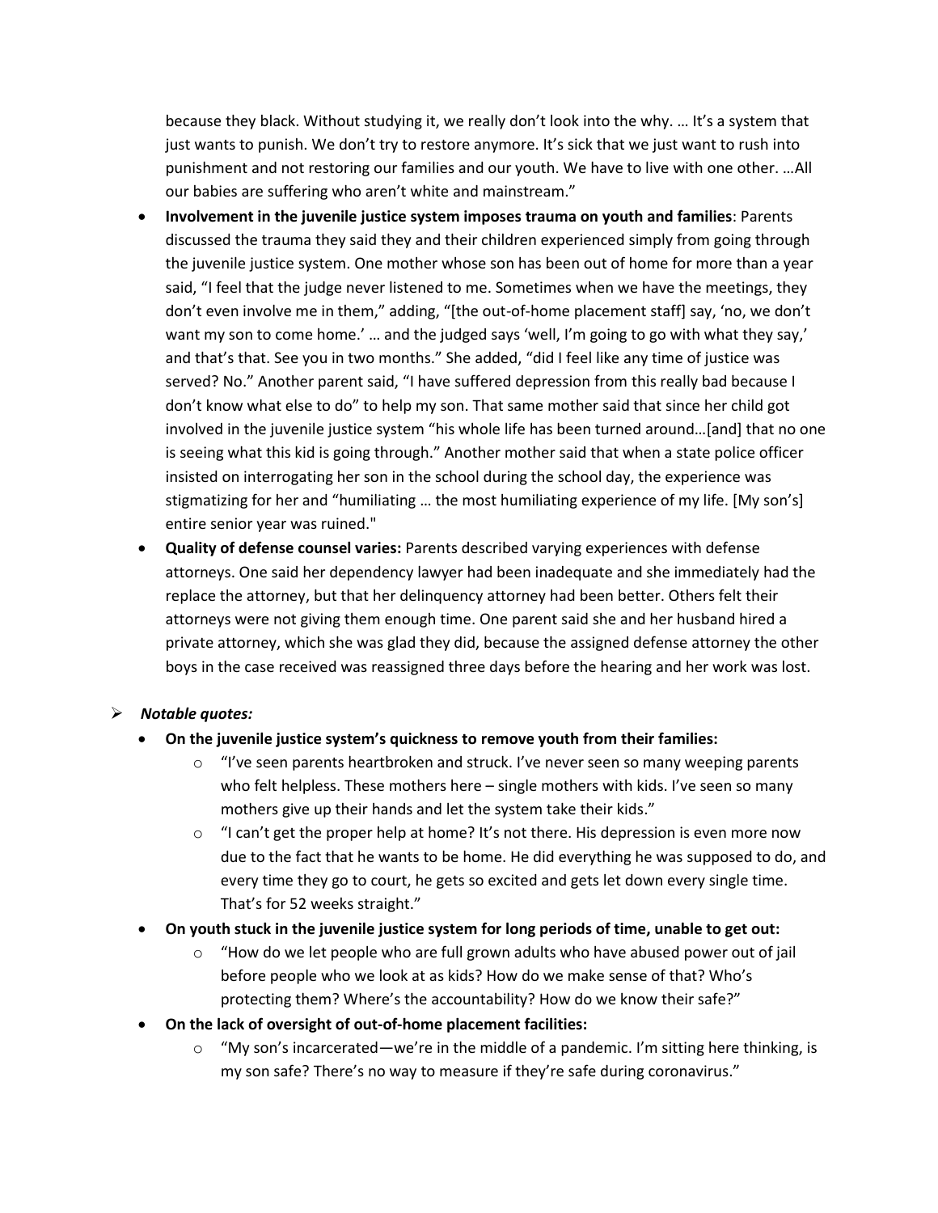because they black. Without studying it, we really don't look into the why. … It's a system that just wants to punish. We don't try to restore anymore. It's sick that we just want to rush into punishment and not restoring our families and our youth. We have to live with one other. …All our babies are suffering who aren't white and mainstream."

- **Involvement in the juvenile justice system imposes trauma on youth and families**: Parents discussed the trauma they said they and their children experienced simply from going through the juvenile justice system. One mother whose son has been out of home for more than a year said, "I feel that the judge never listened to me. Sometimes when we have the meetings, they don't even involve me in them," adding, "[the out-of-home placement staff] say, 'no, we don't want my son to come home.' … and the judged says 'well, I'm going to go with what they say,' and that's that. See you in two months." She added, "did I feel like any time of justice was served? No." Another parent said, "I have suffered depression from this really bad because I don't know what else to do" to help my son. That same mother said that since her child got involved in the juvenile justice system "his whole life has been turned around…[and] that no one is seeing what this kid is going through." Another mother said that when a state police officer insisted on interrogating her son in the school during the school day, the experience was stigmatizing for her and "humiliating … the most humiliating experience of my life. [My son's] entire senior year was ruined."
- **Quality of defense counsel varies:** Parents described varying experiences with defense attorneys. One said her dependency lawyer had been inadequate and she immediately had the replace the attorney, but that her delinquency attorney had been better. Others felt their attorneys were not giving them enough time. One parent said she and her husband hired a private attorney, which she was glad they did, because the assigned defense attorney the other boys in the case received was reassigned three days before the hearing and her work was lost.

- ***Notable quotes:***
  - **On the juvenile justice system's quickness to remove youth from their families:**
    - "I've seen parents heartbroken and struck. I've never seen so many weeping parents who felt helpless. These mothers here – single mothers with kids. I've seen so many mothers give up their hands and let the system take their kids."
    - "I can't get the proper help at home? It's not there. His depression is even more now due to the fact that he wants to be home. He did everything he was supposed to do, and every time they go to court, he gets so excited and gets let down every single time. That's for 52 weeks straight."
  - **On youth stuck in the juvenile justice system for long periods of time, unable to get out:**
    - "How do we let people who are full grown adults who have abused power out of jail before people who we look at as kids? How do we make sense of that? Who's protecting them? Where's the accountability? How do we know their safe?"
  - **On the lack of oversight of out-of-home placement facilities:**
    - "My son's incarcerated—we're in the middle of a pandemic. I'm sitting here thinking, is my son safe? There's no way to measure if they're safe during coronavirus."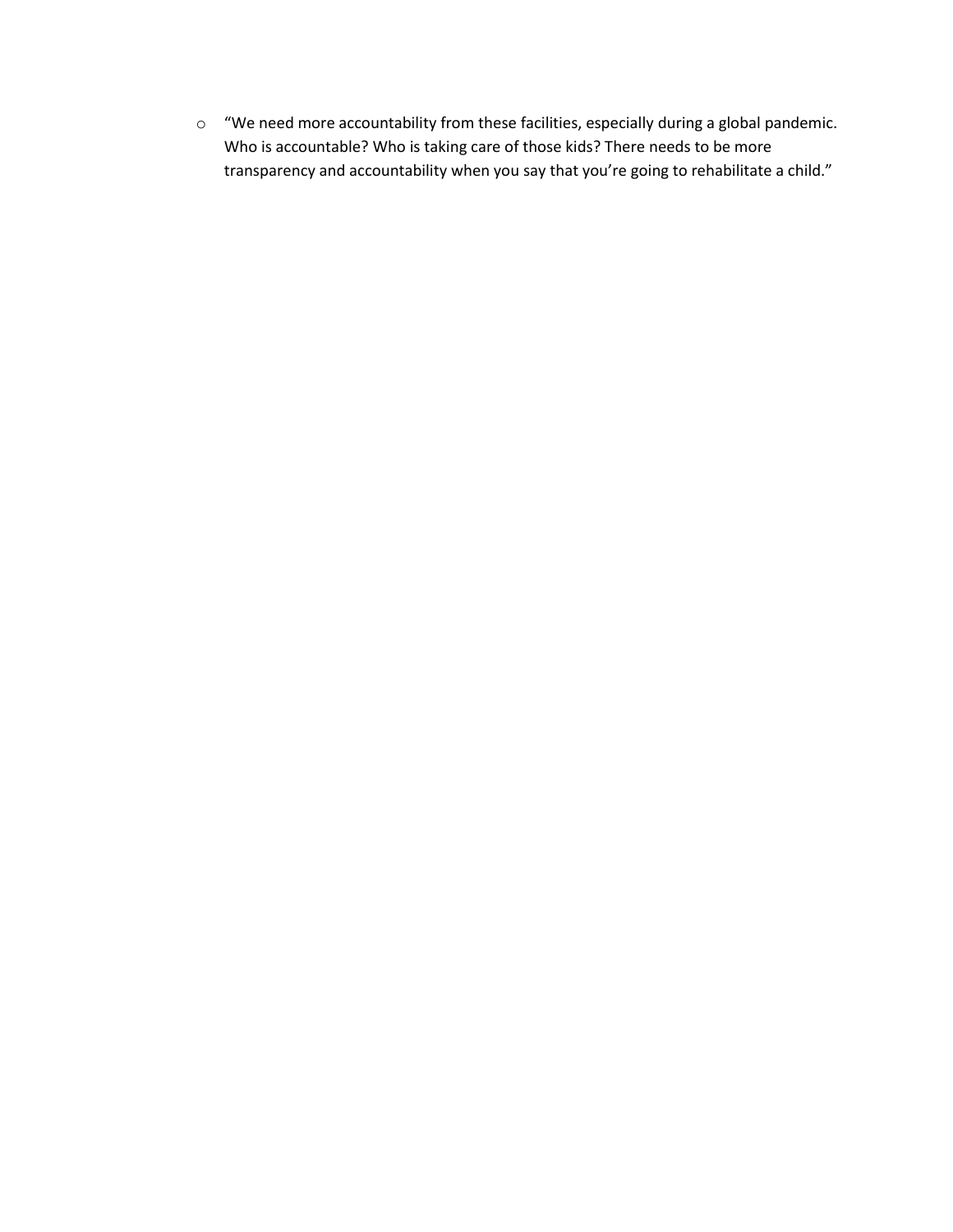- "We need more accountability from these facilities, especially during a global pandemic. Who is accountable? Who is taking care of those kids? There needs to be more transparency and accountability when you say that you're going to rehabilitate a child."